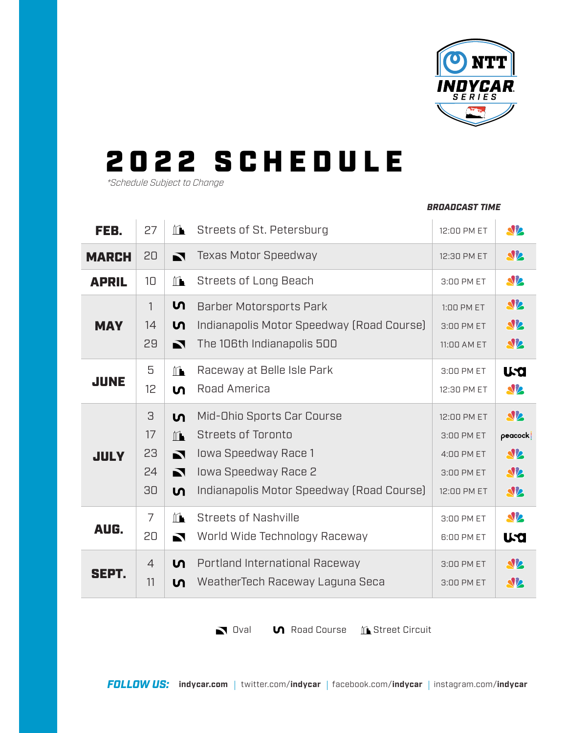# 2022 SCHEDULE

*\*Schedule Subject to Change*

| Month | Date | Type | Event | Broadcast Time | Network |
|---|---|---|---|---|---|
| FEB. | 27 | Street Circuit | Streets of St. Petersburg | 12:00 PM ET | NBC |
| MARCH | 20 | Oval | Texas Motor Speedway | 12:30 PM ET | NBC |
| APRIL | 10 | Street Circuit | Streets of Long Beach | 3:00 PM ET | NBC |
| MAY | 1 | Road Course | Barber Motorsports Park | 1:00 PM ET | NBC |
| | 14 | Road Course | Indianapolis Motor Speedway (Road Course) | 3:00 PM ET | NBC |
| | 29 | Oval | The 106th Indianapolis 500 | 11:00 AM ET | NBC |
| JUNE | 5 | Street Circuit | Raceway at Belle Isle Park | 3:00 PM ET | USA |
| | 12 | Road Course | Road America | 12:30 PM ET | NBC |
| JULY | 3 | Road Course | Mid-Ohio Sports Car Course | 12:00 PM ET | NBC |
| | 17 | Street Circuit | Streets of Toronto | 3:00 PM ET | peacock |
| | 23 | Oval | Iowa Speedway Race 1 | 4:00 PM ET | NBC |
| | 24 | Oval | Iowa Speedway Race 2 | 3:00 PM ET | NBC |
| | 30 | Road Course | Indianapolis Motor Speedway (Road Course) | 12:00 PM ET | NBC |
| AUG. | 7 | Street Circuit | Streets of Nashville | 3:00 PM ET | NBC |
| | 20 | Oval | World Wide Technology Raceway | 6:00 PM ET | USA |
| SEPT. | 4 | Road Course | Portland International Raceway | 3:00 PM ET | NBC |
| | 11 | Road Course | WeatherTech Raceway Laguna Seca | 3:00 PM ET | NBC |

Oval | Road Course | Street Circuit

**FOLLOW US:** **indycar.com** | twitter.com/**indycar** | facebook.com/**indycar** | instagram.com/**indycar**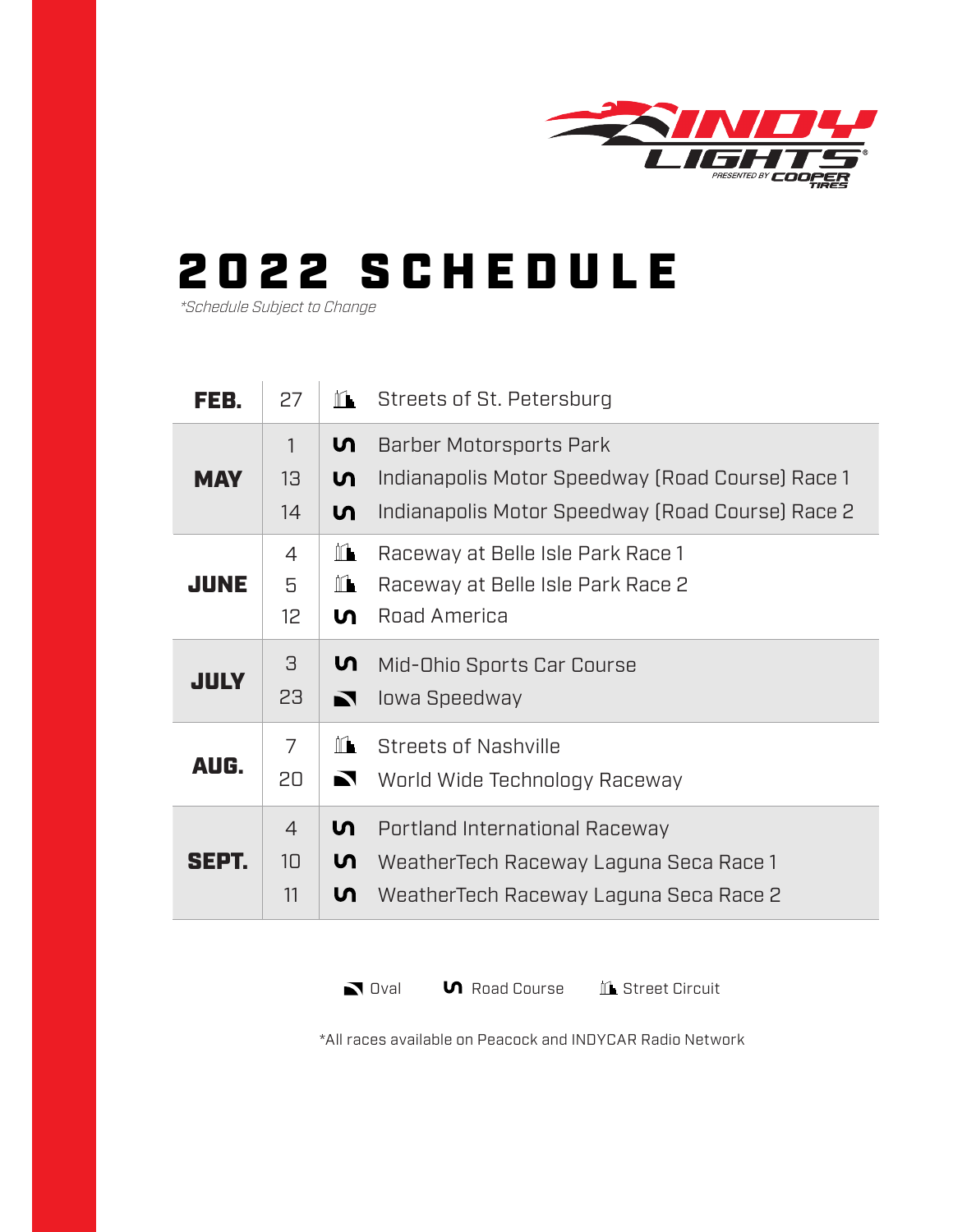INDY LIGHTS PRESENTED BY COOPER TIRES

# 2022 SCHEDULE

*\*Schedule Subject to Change*

| | | | |
|---|---|---|---|
| **FEB.** | 27 | Street Circuit | Streets of St. Petersburg |
| **MAY** | 1 | Road Course | Barber Motorsports Park |
| | 13 | Road Course | Indianapolis Motor Speedway (Road Course) Race 1 |
| | 14 | Road Course | Indianapolis Motor Speedway (Road Course) Race 2 |
| **JUNE** | 4 | Street Circuit | Raceway at Belle Isle Park Race 1 |
| | 5 | Street Circuit | Raceway at Belle Isle Park Race 2 |
| | 12 | Road Course | Road America |
| **JULY** | 3 | Road Course | Mid-Ohio Sports Car Course |
| | 23 | Oval | Iowa Speedway |
| **AUG.** | 7 | Street Circuit | Streets of Nashville |
| | 20 | Oval | World Wide Technology Raceway |
| **SEPT.** | 4 | Road Course | Portland International Raceway |
| | 10 | Road Course | WeatherTech Raceway Laguna Seca Race 1 |
| | 11 | Road Course | WeatherTech Raceway Laguna Seca Race 2 |

Oval Road Course Street Circuit

*All races available on Peacock and INDYCAR Radio Network